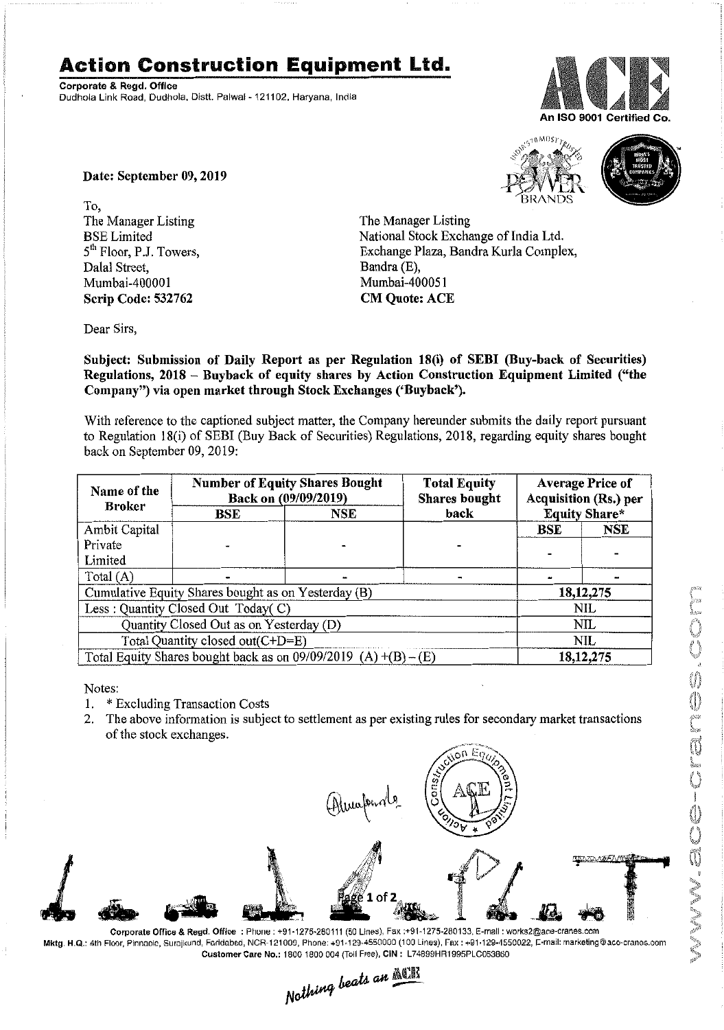# Action Construction Equipment Ltd.

**Corporate & Regd. Office**
Dudhola Link Road, Dudhola, Distt. Palwal - 121102, Haryana, India

An ISO 9001 Certified Co.

**Date: September 09, 2019**

To,
The Manager Listing
BSE Limited
5th Floor, P.J. Towers,
Dalal Street,
Mumbai-400001
**Scrip Code: 532762**

The Manager Listing
National Stock Exchange of India Ltd.
Exchange Plaza, Bandra Kurla Complex,
Bandra (E),
Mumbai-400051
**CM Quote: ACE**

Dear Sirs,

**Subject: Submission of Daily Report as per Regulation 18(i) of SEBI (Buy-back of Securities) Regulations, 2018 – Buyback of equity shares by Action Construction Equipment Limited ("the Company") via open market through Stock Exchanges ('Buyback').**

With reference to the captioned subject matter, the Company hereunder submits the daily report pursuant to Regulation 18(i) of SEBI (Buy Back of Securities) Regulations, 2018, regarding equity shares bought back on September 09, 2019:

| Name of the Broker | Number of Equity Shares Bought Back on (09/09/2019) | | Total Equity Shares bought back | Average Price of Acquisition (Rs.) per Equity Share* | |
|---|---|---|---|---|---|
| | BSE | NSE | | BSE | NSE |
| Ambit Capital Private Limited | - | - | - | - | - |
| Total (A) | - | - | - | - | - |
| Cumulative Equity Shares bought as on Yesterday (B) | | | | 18,12,275 | |
| Less : Quantity Closed Out Today( C) | | | | NIL | |
| Quantity Closed Out as on Yesterday (D) | | | | NIL | |
| Total Quantity closed out(C+D=E) | | | | NIL | |
| Total Equity Shares bought back as on 09/09/2019 (A) +(B) – (E) | | | | 18,12,275 | |

Notes:
1. * Excluding Transaction Costs
2. The above information is subject to settlement as per existing rules for secondary market transactions of the stock exchanges.

Corporate Office & Regd. Office : Phone : +91-1275-280111 (50 Lines), Fax :+91-1275-280133, E-mail : works2@ace-cranes.com
Mktg. H.Q.: 4th Floor, Pinnacle, Surajkund, Faridabad, NCR-121009, Phone: +91-129-4550000 (100 Lines), Fax : +91-129-4550022, E-mail: marketing@ace-cranes.com
Customer Care No.: 1800 1800 004 (Toll Free), CIN : L74899HR1995PLC053860

Nothing beats an ACE

www.ace-cranes.com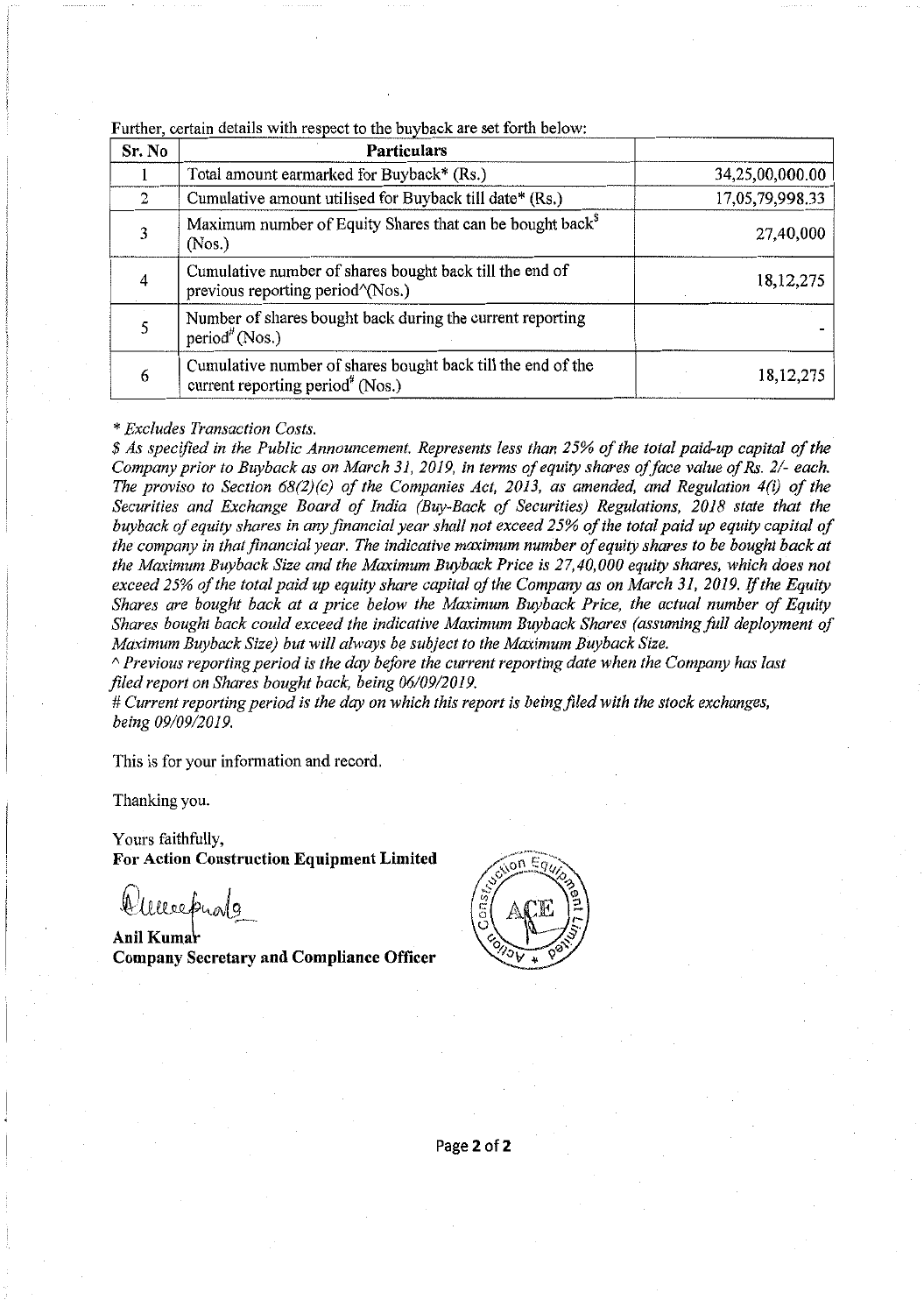Further, certain details with respect to the buyback are set forth below:

| Sr. No | Particulars | |
|---|---|---|
| 1 | Total amount earmarked for Buyback* (Rs.) | 34,25,00,000.00 |
| 2 | Cumulative amount utilised for Buyback till date* (Rs.) | 17,05,79,998.33 |
| 3 | Maximum number of Equity Shares that can be bought back$ (Nos.) | 27,40,000 |
| 4 | Cumulative number of shares bought back till the end of previous reporting period^(Nos.) | 18,12,275 |
| 5 | Number of shares bought back during the current reporting period# (Nos.) | - |
| 6 | Cumulative number of shares bought back till the end of the current reporting period# (Nos.) | 18,12,275 |

*\* Excludes Transaction Costs.*

*$ As specified in the Public Announcement. Represents less than 25% of the total paid-up capital of the Company prior to Buyback as on March 31, 2019, in terms of equity shares of face value of Rs. 2/- each. The proviso to Section 68(2)(c) of the Companies Act, 2013, as amended, and Regulation 4(i) of the Securities and Exchange Board of India (Buy-Back of Securities) Regulations, 2018 state that the buyback of equity shares in any financial year shall not exceed 25% of the total paid up equity capital of the company in that financial year. The indicative maximum number of equity shares to be bought back at the Maximum Buyback Size and the Maximum Buyback Price is 27,40,000 equity shares, which does not exceed 25% of the total paid up equity share capital of the Company as on March 31, 2019. If the Equity Shares are bought back at a price below the Maximum Buyback Price, the actual number of Equity Shares bought back could exceed the indicative Maximum Buyback Shares (assuming full deployment of Maximum Buyback Size) but will always be subject to the Maximum Buyback Size.*

*^ Previous reporting period is the day before the current reporting date when the Company has last filed report on Shares bought back, being 06/09/2019.*

*# Current reporting period is the day on which this report is being filed with the stock exchanges, being 09/09/2019.*

This is for your information and record.

Thanking you.

Yours faithfully,
**For Action Construction Equipment Limited**

**Anil Kumar**
**Company Secretary and Compliance Officer**